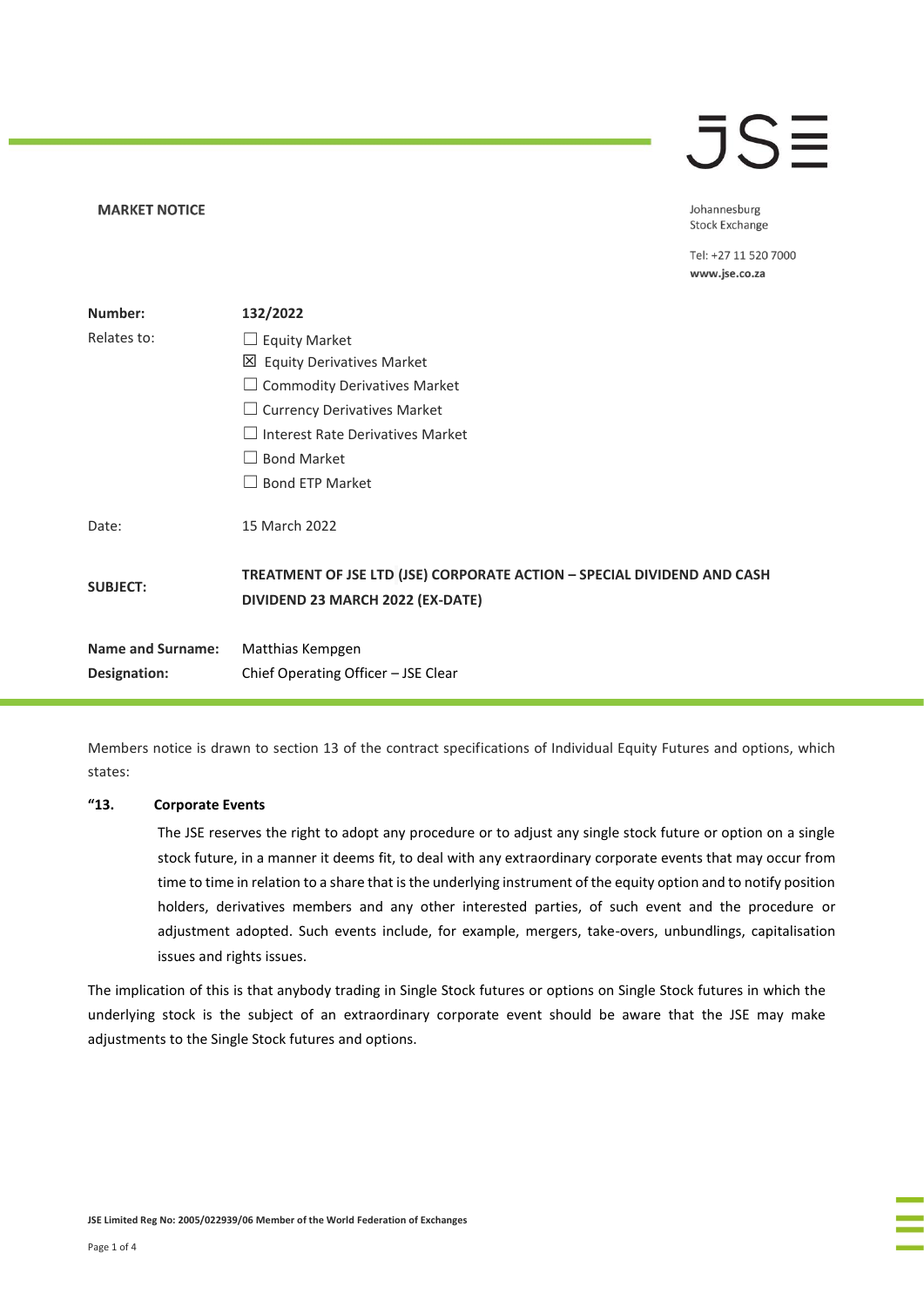**MARKET NOTICE**

Johannesburg Stock Exchange

Tel: +27 11 520 7000
**www.jse.co.za**

| | |
|---|---|
| **Number:** | **132/2022** |
| Relates to: | ☐ Equity Market<br>☒ Equity Derivatives Market<br>☐ Commodity Derivatives Market<br>☐ Currency Derivatives Market<br>☐ Interest Rate Derivatives Market<br>☐ Bond Market<br>☐ Bond ETP Market |
| Date: | 15 March 2022 |
| **SUBJECT:** | **TREATMENT OF JSE LTD (JSE) CORPORATE ACTION – SPECIAL DIVIDEND AND CASH DIVIDEND 23 MARCH 2022 (EX-DATE)** |
| **Name and Surname:** | Matthias Kempgen |
| **Designation:** | Chief Operating Officer – JSE Clear |

Members notice is drawn to section 13 of the contract specifications of Individual Equity Futures and options, which states:

**"13. Corporate Events**

The JSE reserves the right to adopt any procedure or to adjust any single stock future or option on a single stock future, in a manner it deems fit, to deal with any extraordinary corporate events that may occur from time to time in relation to a share that is the underlying instrument of the equity option and to notify position holders, derivatives members and any other interested parties, of such event and the procedure or adjustment adopted. Such events include, for example, mergers, take-overs, unbundlings, capitalisation issues and rights issues.

The implication of this is that anybody trading in Single Stock futures or options on Single Stock futures in which the underlying stock is the subject of an extraordinary corporate event should be aware that the JSE may make adjustments to the Single Stock futures and options.

**JSE Limited Reg No: 2005/022939/06 Member of the World Federation of Exchanges**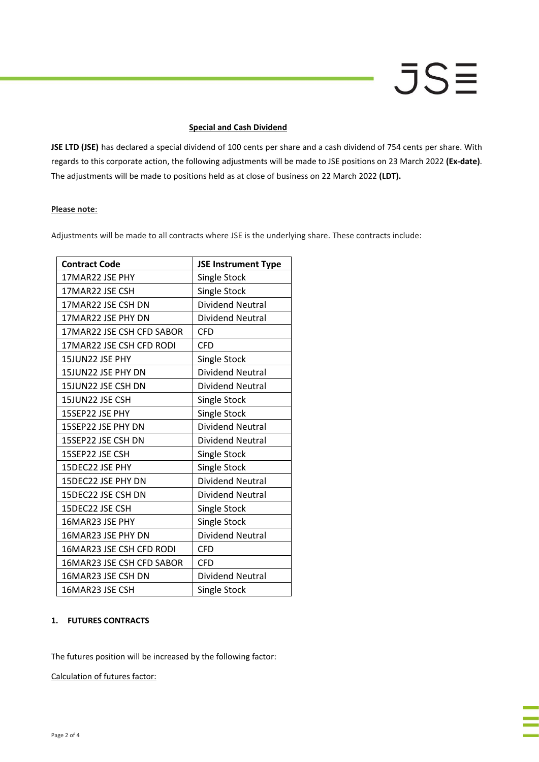**Special and Cash Dividend**

**JSE LTD (JSE)** has declared a special dividend of 100 cents per share and a cash dividend of 754 cents per share. With regards to this corporate action, the following adjustments will be made to JSE positions on 23 March 2022 **(Ex-date)**. The adjustments will be made to positions held as at close of business on 22 March 2022 **(LDT).**

**Please note**:

Adjustments will be made to all contracts where JSE is the underlying share. These contracts include:

| Contract Code | JSE Instrument Type |
|---|---|
| 17MAR22 JSE PHY | Single Stock |
| 17MAR22 JSE CSH | Single Stock |
| 17MAR22 JSE CSH DN | Dividend Neutral |
| 17MAR22 JSE PHY DN | Dividend Neutral |
| 17MAR22 JSE CSH CFD SABOR | CFD |
| 17MAR22 JSE CSH CFD RODI | CFD |
| 15JUN22 JSE PHY | Single Stock |
| 15JUN22 JSE PHY DN | Dividend Neutral |
| 15JUN22 JSE CSH DN | Dividend Neutral |
| 15JUN22 JSE CSH | Single Stock |
| 15SEP22 JSE PHY | Single Stock |
| 15SEP22 JSE PHY DN | Dividend Neutral |
| 15SEP22 JSE CSH DN | Dividend Neutral |
| 15SEP22 JSE CSH | Single Stock |
| 15DEC22 JSE PHY | Single Stock |
| 15DEC22 JSE PHY DN | Dividend Neutral |
| 15DEC22 JSE CSH DN | Dividend Neutral |
| 15DEC22 JSE CSH | Single Stock |
| 16MAR23 JSE PHY | Single Stock |
| 16MAR23 JSE PHY DN | Dividend Neutral |
| 16MAR23 JSE CSH CFD RODI | CFD |
| 16MAR23 JSE CSH CFD SABOR | CFD |
| 16MAR23 JSE CSH DN | Dividend Neutral |
| 16MAR23 JSE CSH | Single Stock |

**1. FUTURES CONTRACTS**

The futures position will be increased by the following factor:

Calculation of futures factor: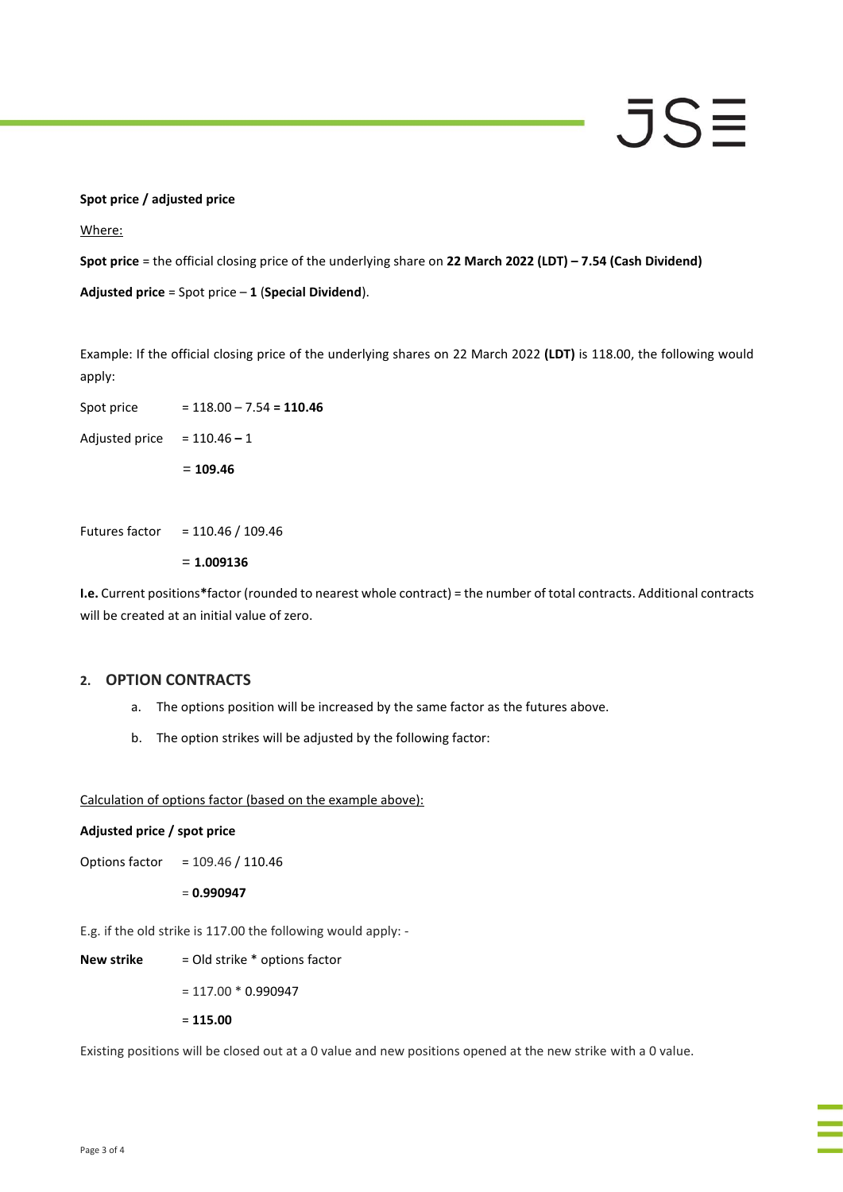**Spot price / adjusted price**

Where:

**Spot price** = the official closing price of the underlying share on **22 March 2022 (LDT) – 7.54 (Cash Dividend)**

**Adjusted price** = Spot price – **1** (**Special Dividend**).

Example: If the official closing price of the underlying shares on 22 March 2022 **(LDT)** is 118.00, the following would apply:

Spot price = 118.00 – 7.54 **= 110.46**

Adjusted price = 110.46 **–** 1

= **109.46**

Futures factor = 110.46 / 109.46

= **1.009136**

**I.e.** Current positions**\***factor (rounded to nearest whole contract) = the number of total contracts. Additional contracts will be created at an initial value of zero.

## 2. OPTION CONTRACTS

a. The options position will be increased by the same factor as the futures above.

b. The option strikes will be adjusted by the following factor:

Calculation of options factor (based on the example above):

**Adjusted price / spot price**

Options factor = 109.46 / 110.46

= **0.990947**

E.g. if the old strike is 117.00 the following would apply: -

**New strike** = Old strike * options factor

= 117.00 * 0.990947

= **115.00**

Existing positions will be closed out at a 0 value and new positions opened at the new strike with a 0 value.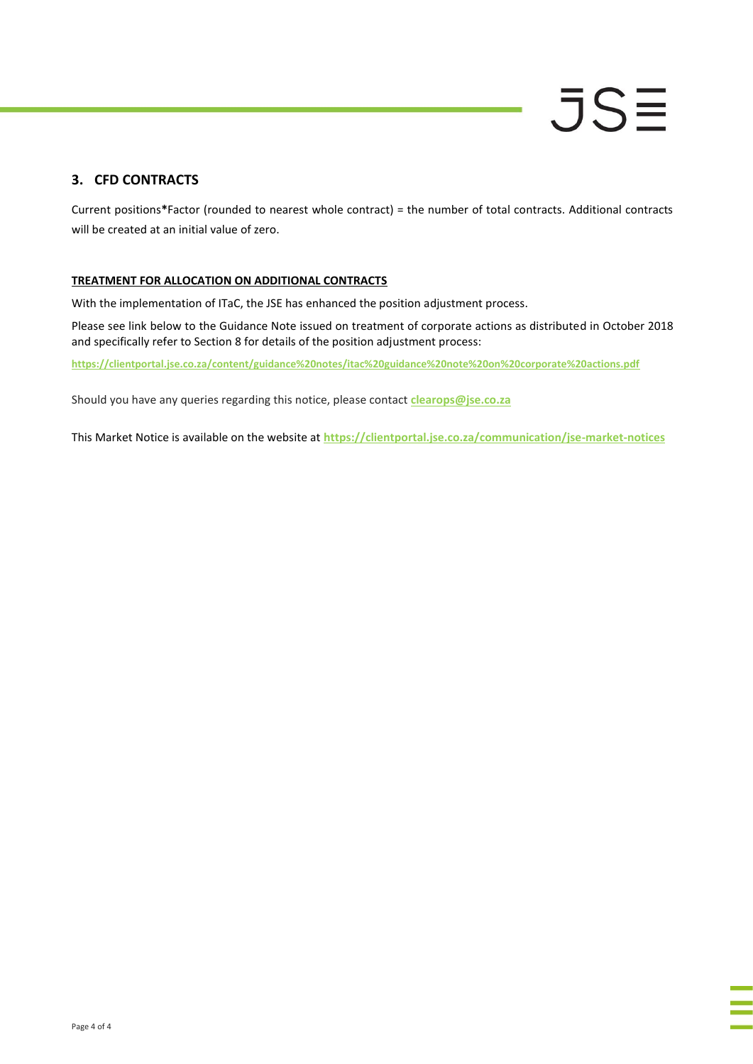## 3. CFD CONTRACTS

Current positions*Factor (rounded to nearest whole contract) = the number of total contracts. Additional contracts will be created at an initial value of zero.

**TREATMENT FOR ALLOCATION ON ADDITIONAL CONTRACTS**

With the implementation of ITaC, the JSE has enhanced the position adjustment process.

Please see link below to the Guidance Note issued on treatment of corporate actions as distributed in October 2018 and specifically refer to Section 8 for details of the position adjustment process:

**https://clientportal.jse.co.za/content/guidance%20notes/itac%20guidance%20note%20on%20corporate%20actions.pdf**

Should you have any queries regarding this notice, please contact **clearops@jse.co.za**

This Market Notice is available on the website at **https://clientportal.jse.co.za/communication/jse-market-notices**